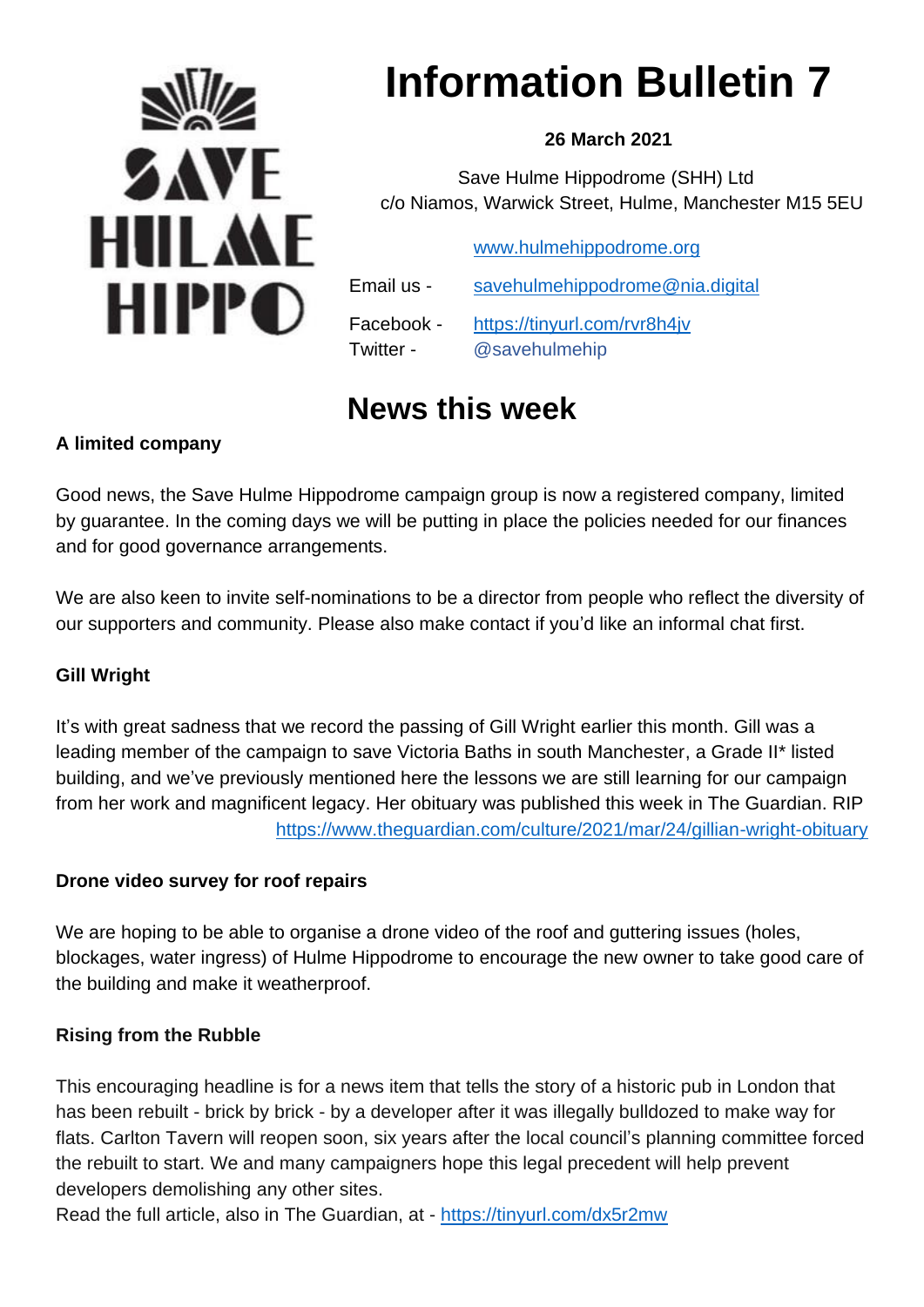# Information Bulletin 7

**26 March 2021**

Save Hulme Hippodrome (SHH) Ltd
c/o Niamos, Warwick Street, Hulme, Manchester M15 5EU

www.hulmehippodrome.org

Email us - savehulmehippodrome@nia.digital

Facebook - https://tinyurl.com/rvr8h4jv
Twitter - @savehulmehip

## News this week

**A limited company**

Good news, the Save Hulme Hippodrome campaign group is now a registered company, limited by guarantee. In the coming days we will be putting in place the policies needed for our finances and for good governance arrangements.

We are also keen to invite self-nominations to be a director from people who reflect the diversity of our supporters and community. Please also make contact if you'd like an informal chat first.

**Gill Wright**

It's with great sadness that we record the passing of Gill Wright earlier this month. Gill was a leading member of the campaign to save Victoria Baths in south Manchester, a Grade II* listed building, and we've previously mentioned here the lessons we are still learning for our campaign from her work and magnificent legacy. Her obituary was published this week in The Guardian. RIP https://www.theguardian.com/culture/2021/mar/24/gillian-wright-obituary

**Drone video survey for roof repairs**

We are hoping to be able to organise a drone video of the roof and guttering issues (holes, blockages, water ingress) of Hulme Hippodrome to encourage the new owner to take good care of the building and make it weatherproof.

**Rising from the Rubble**

This encouraging headline is for a news item that tells the story of a historic pub in London that has been rebuilt - brick by brick - by a developer after it was illegally bulldozed to make way for flats. Carlton Tavern will reopen soon, six years after the local council's planning committee forced the rebuilt to start. We and many campaigners hope this legal precedent will help prevent developers demolishing any other sites.
Read the full article, also in The Guardian, at - https://tinyurl.com/dx5r2mw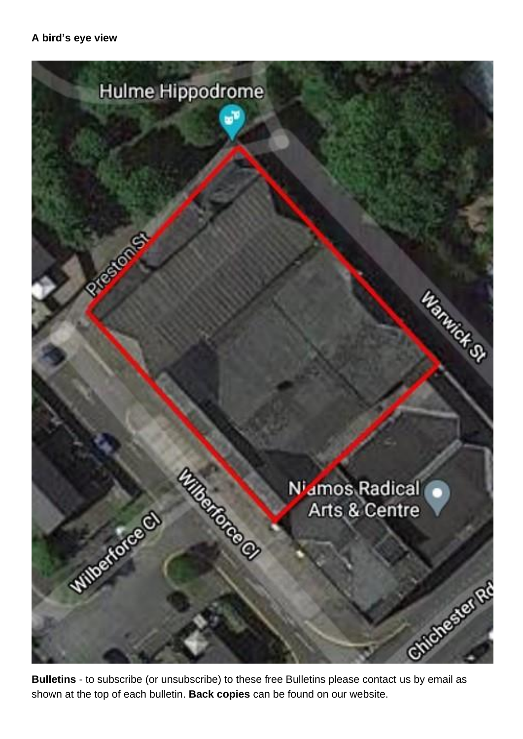**A bird's eye view**

Hulme Hippodrome

Preston St

Warwick St

Niamos Radical Arts & Centre

Wilberforce Cl

Wilberforce Cl

Chichester Rd

**Bulletins** - to subscribe (or unsubscribe) to these free Bulletins please contact us by email as shown at the top of each bulletin. **Back copies** can be found on our website.